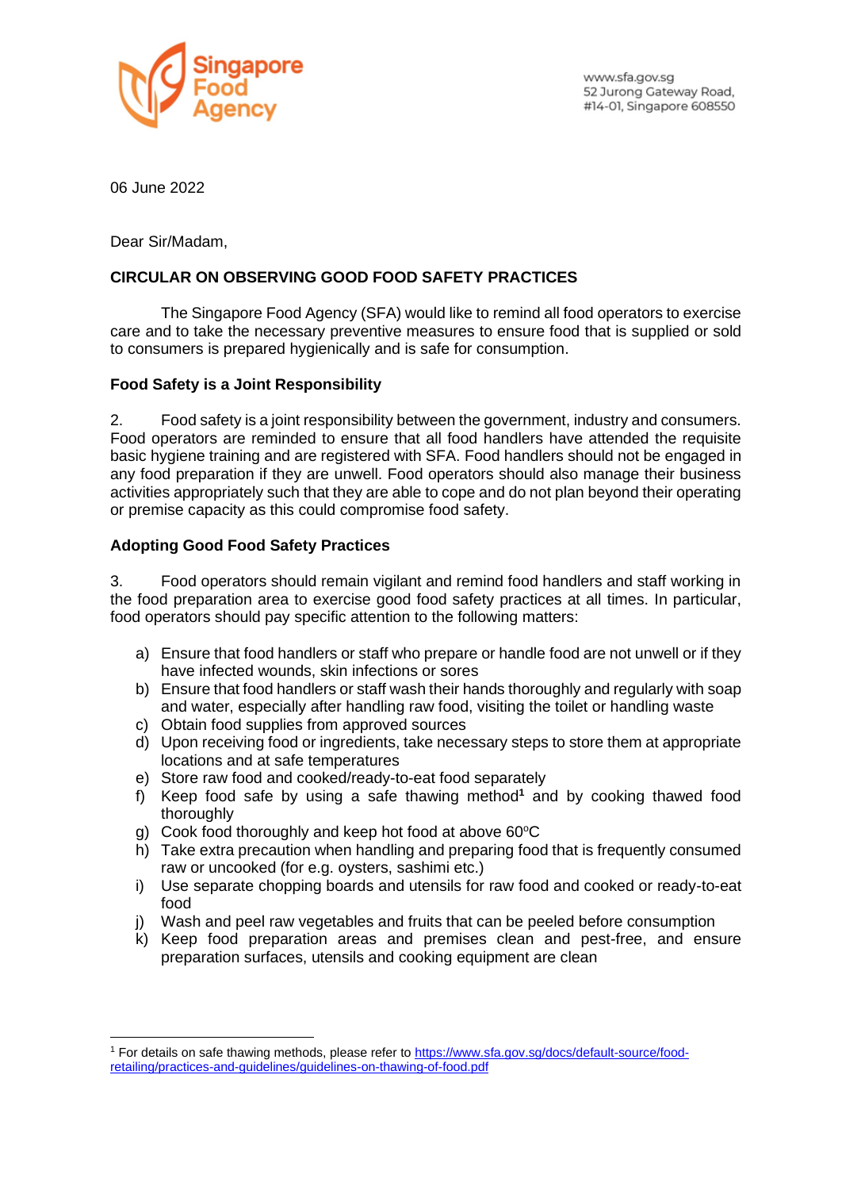Singapore Food Agency

www.sfa.gov.sg
52 Jurong Gateway Road,
#14-01, Singapore 608550

06 June 2022

Dear Sir/Madam,

**CIRCULAR ON OBSERVING GOOD FOOD SAFETY PRACTICES**

The Singapore Food Agency (SFA) would like to remind all food operators to exercise care and to take the necessary preventive measures to ensure food that is supplied or sold to consumers is prepared hygienically and is safe for consumption.

**Food Safety is a Joint Responsibility**

2. Food safety is a joint responsibility between the government, industry and consumers. Food operators are reminded to ensure that all food handlers have attended the requisite basic hygiene training and are registered with SFA. Food handlers should not be engaged in any food preparation if they are unwell. Food operators should also manage their business activities appropriately such that they are able to cope and do not plan beyond their operating or premise capacity as this could compromise food safety.

**Adopting Good Food Safety Practices**

3. Food operators should remain vigilant and remind food handlers and staff working in the food preparation area to exercise good food safety practices at all times. In particular, food operators should pay specific attention to the following matters:

a) Ensure that food handlers or staff who prepare or handle food are not unwell or if they have infected wounds, skin infections or sores
b) Ensure that food handlers or staff wash their hands thoroughly and regularly with soap and water, especially after handling raw food, visiting the toilet or handling waste
c) Obtain food supplies from approved sources
d) Upon receiving food or ingredients, take necessary steps to store them at appropriate locations and at safe temperatures
e) Store raw food and cooked/ready-to-eat food separately
f) Keep food safe by using a safe thawing method[1] and by cooking thawed food thoroughly
g) Cook food thoroughly and keep hot food at above 60°C
h) Take extra precaution when handling and preparing food that is frequently consumed raw or uncooked (for e.g. oysters, sashimi etc.)
i) Use separate chopping boards and utensils for raw food and cooked or ready-to-eat food
j) Wash and peel raw vegetables and fruits that can be peeled before consumption
k) Keep food preparation areas and premises clean and pest-free, and ensure preparation surfaces, utensils and cooking equipment are clean

[1] For details on safe thawing methods, please refer to https://www.sfa.gov.sg/docs/default-source/food-retailing/practices-and-guidelines/guidelines-on-thawing-of-food.pdf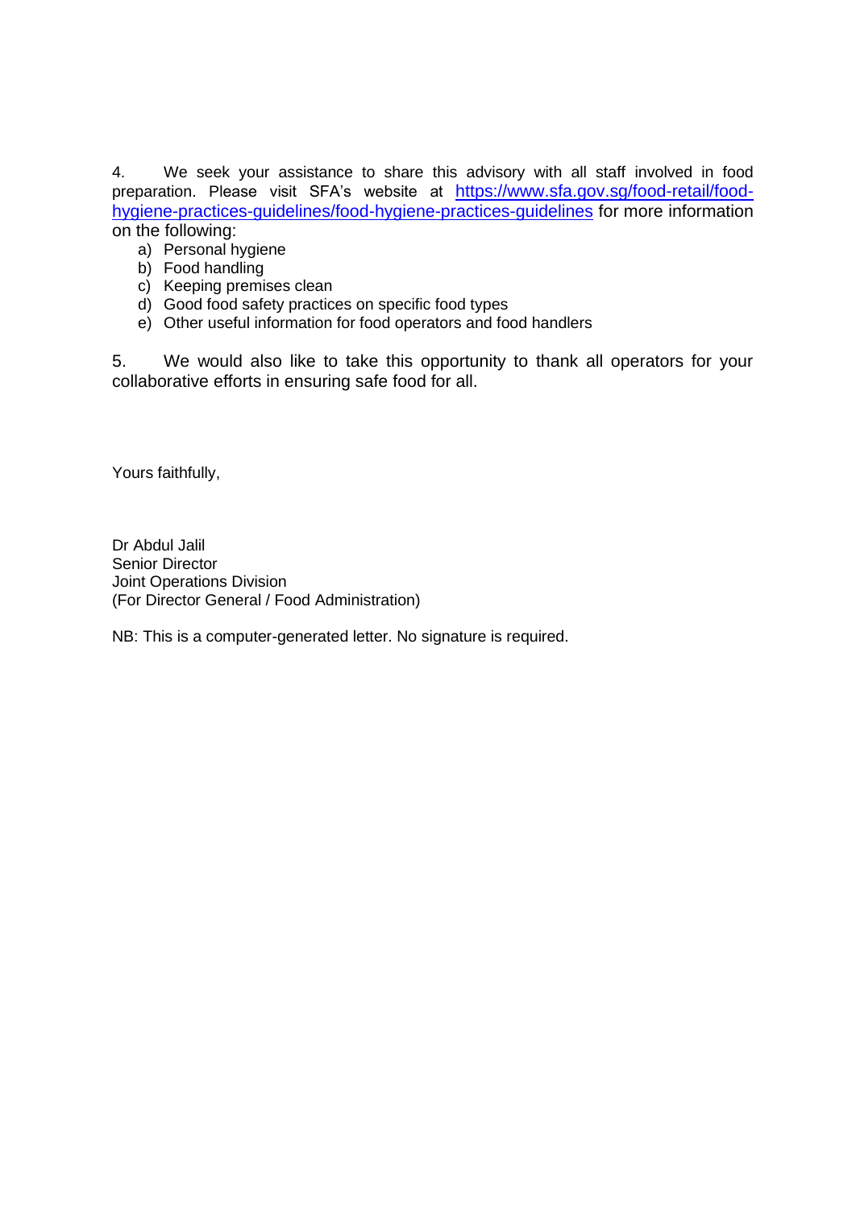4. We seek your assistance to share this advisory with all staff involved in food preparation. Please visit SFA's website at https://www.sfa.gov.sg/food-retail/food-hygiene-practices-guidelines/food-hygiene-practices-guidelines for more information on the following:

a) Personal hygiene
b) Food handling
c) Keeping premises clean
d) Good food safety practices on specific food types
e) Other useful information for food operators and food handlers

5. We would also like to take this opportunity to thank all operators for your collaborative efforts in ensuring safe food for all.

Yours faithfully,

Dr Abdul Jalil
Senior Director
Joint Operations Division
(For Director General / Food Administration)

NB: This is a computer-generated letter. No signature is required.